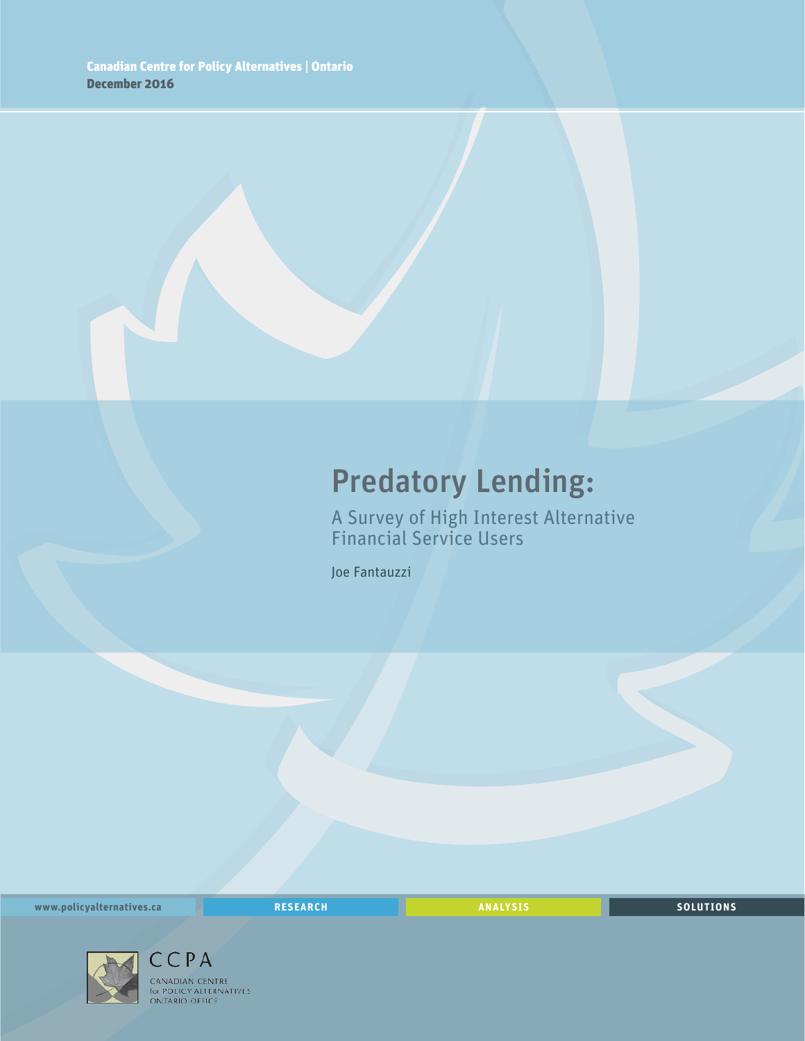Canadian Centre for Policy Alternatives | Ontario

December 2016

# Predatory Lending:

## A Survey of High Interest Alternative Financial Service Users

Joe Fantauzzi

www.policyalternatives.ca RESEARCH ANALYSIS SOLUTIONS

CCPA
CANADIAN CENTRE
for POLICY ALTERNATIVES
ONTARIO OFFICE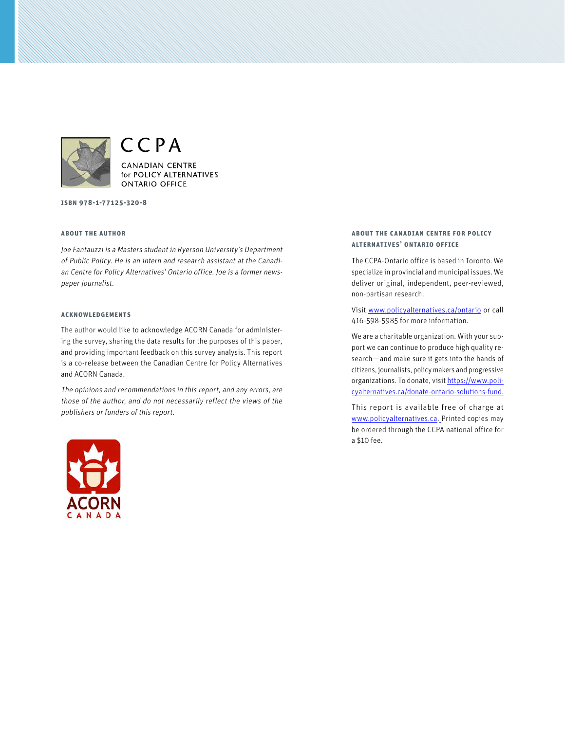CCPA

CANADIAN CENTRE for POLICY ALTERNATIVES ONTARIO OFFICE

**ISBN 978-1-77125-320-8**

### ABOUT THE AUTHOR

*Joe Fantauzzi is a Masters student in Ryerson University's Department of Public Policy. He is an intern and research assistant at the Canadian Centre for Policy Alternatives' Ontario office. Joe is a former newspaper journalist.*

### ACKNOWLEDGEMENTS

The author would like to acknowledge ACORN Canada for administering the survey, sharing the data results for the purposes of this paper, and providing important feedback on this survey analysis. This report is a co-release between the Canadian Centre for Policy Alternatives and ACORN Canada.

*The opinions and recommendations in this report, and any errors, are those of the author, and do not necessarily reflect the views of the publishers or funders of this report.*

ACORN CANADA

### ABOUT THE CANADIAN CENTRE FOR POLICY ALTERNATIVES' ONTARIO OFFICE

The CCPA-Ontario office is based in Toronto. We specialize in provincial and municipal issues. We deliver original, independent, peer-reviewed, non-partisan research.

Visit www.policyalternatives.ca/ontario or call 416-598-5985 for more information.

We are a charitable organization. With your support we can continue to produce high quality research — and make sure it gets into the hands of citizens, journalists, policy makers and progressive organizations. To donate, visit https://www.policyalternatives.ca/donate-ontario-solutions-fund.

This report is available free of charge at www.policyalternatives.ca. Printed copies may be ordered through the CCPA national office for a $10 fee.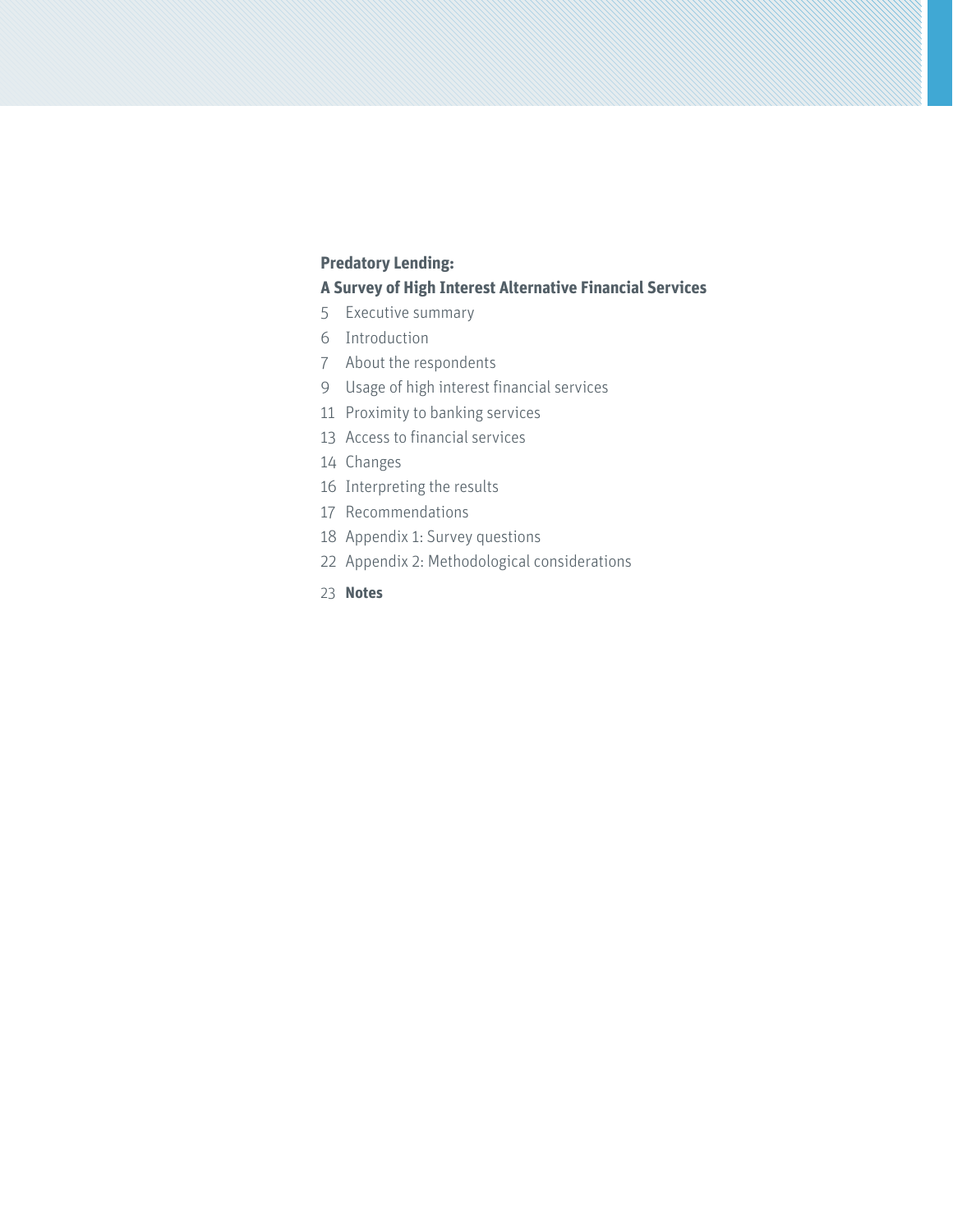**Predatory Lending:**

**A Survey of High Interest Alternative Financial Services**

5 Executive summary

6 Introduction

7 About the respondents

9 Usage of high interest financial services

11 Proximity to banking services

13 Access to financial services

14 Changes

16 Interpreting the results

17 Recommendations

18 Appendix 1: Survey questions

22 Appendix 2: Methodological considerations

23 **Notes**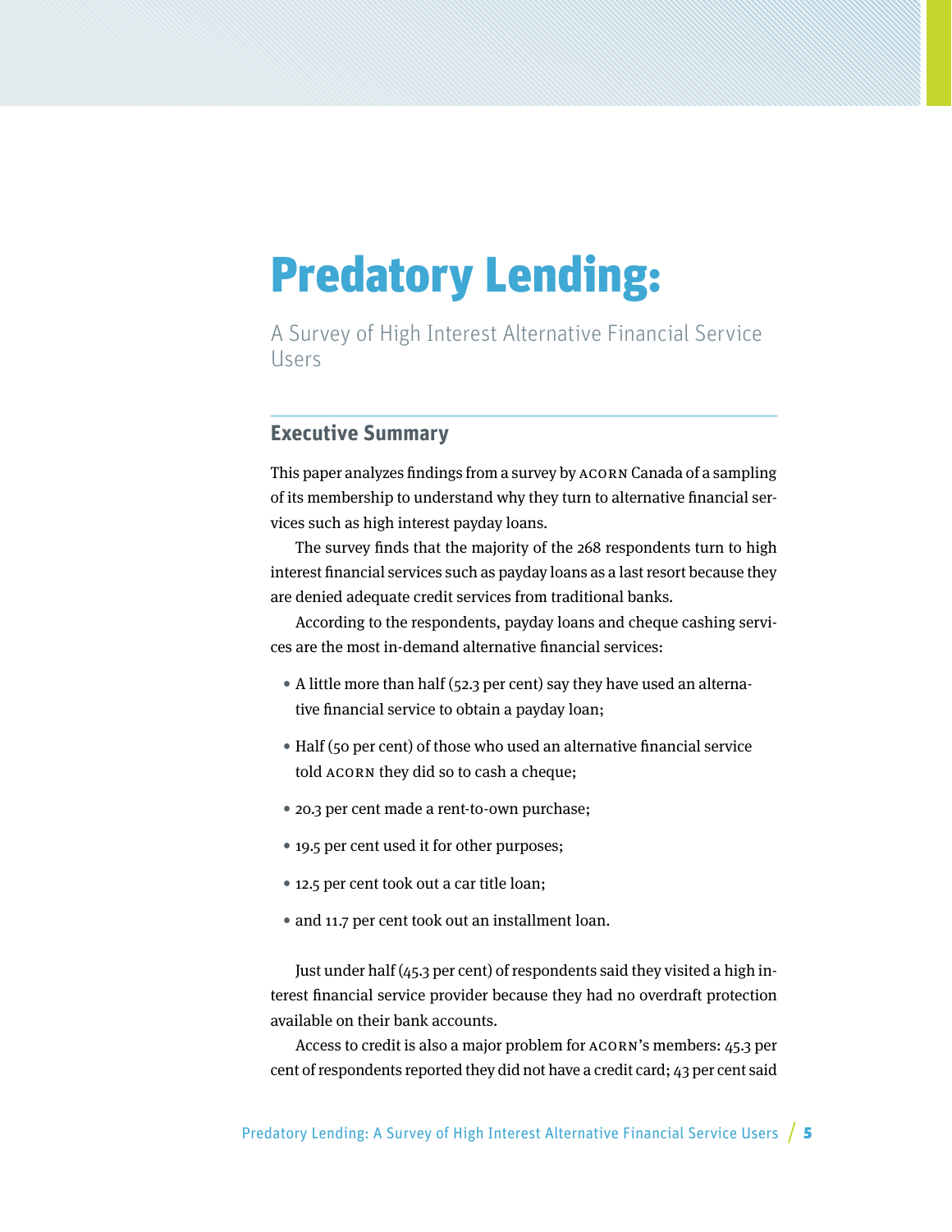# Predatory Lending:

A Survey of High Interest Alternative Financial Service Users

## Executive Summary

This paper analyzes findings from a survey by ACORN Canada of a sampling of its membership to understand why they turn to alternative financial services such as high interest payday loans.

The survey finds that the majority of the 268 respondents turn to high interest financial services such as payday loans as a last resort because they are denied adequate credit services from traditional banks.

According to the respondents, payday loans and cheque cashing services are the most in-demand alternative financial services:

- A little more than half (52.3 per cent) say they have used an alternative financial service to obtain a payday loan;
- Half (50 per cent) of those who used an alternative financial service told ACORN they did so to cash a cheque;
- 20.3 per cent made a rent-to-own purchase;
- 19.5 per cent used it for other purposes;
- 12.5 per cent took out a car title loan;
- and 11.7 per cent took out an installment loan.

Just under half (45.3 per cent) of respondents said they visited a high interest financial service provider because they had no overdraft protection available on their bank accounts.

Access to credit is also a major problem for ACORN's members: 45.3 per cent of respondents reported they did not have a credit card; 43 per cent said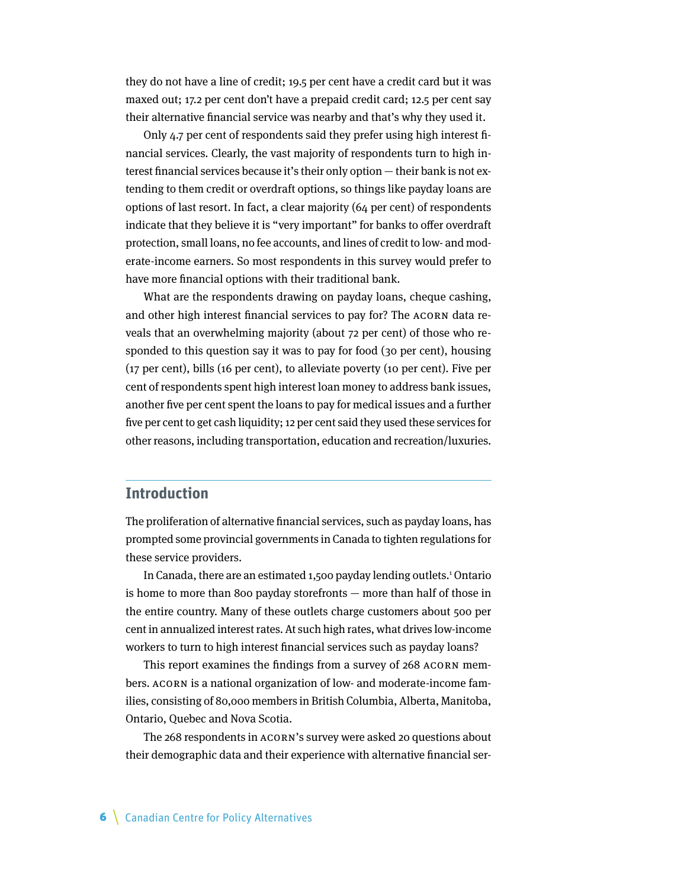they do not have a line of credit; 19.5 per cent have a credit card but it was maxed out; 17.2 per cent don't have a prepaid credit card; 12.5 per cent say their alternative financial service was nearby and that's why they used it.

Only 4.7 per cent of respondents said they prefer using high interest financial services. Clearly, the vast majority of respondents turn to high interest financial services because it's their only option — their bank is not extending to them credit or overdraft options, so things like payday loans are options of last resort. In fact, a clear majority (64 per cent) of respondents indicate that they believe it is "very important" for banks to offer overdraft protection, small loans, no fee accounts, and lines of credit to low- and moderate-income earners. So most respondents in this survey would prefer to have more financial options with their traditional bank.

What are the respondents drawing on payday loans, cheque cashing, and other high interest financial services to pay for? The ACORN data reveals that an overwhelming majority (about 72 per cent) of those who responded to this question say it was to pay for food (30 per cent), housing (17 per cent), bills (16 per cent), to alleviate poverty (10 per cent). Five per cent of respondents spent high interest loan money to address bank issues, another five per cent spent the loans to pay for medical issues and a further five per cent to get cash liquidity; 12 per cent said they used these services for other reasons, including transportation, education and recreation/luxuries.

## Introduction

The proliferation of alternative financial services, such as payday loans, has prompted some provincial governments in Canada to tighten regulations for these service providers.

In Canada, there are an estimated 1,500 payday lending outlets.[1] Ontario is home to more than 800 payday storefronts — more than half of those in the entire country. Many of these outlets charge customers about 500 per cent in annualized interest rates. At such high rates, what drives low-income workers to turn to high interest financial services such as payday loans?

This report examines the findings from a survey of 268 ACORN members. ACORN is a national organization of low- and moderate-income families, consisting of 80,000 members in British Columbia, Alberta, Manitoba, Ontario, Quebec and Nova Scotia.

The 268 respondents in ACORN's survey were asked 20 questions about their demographic data and their experience with alternative financial ser-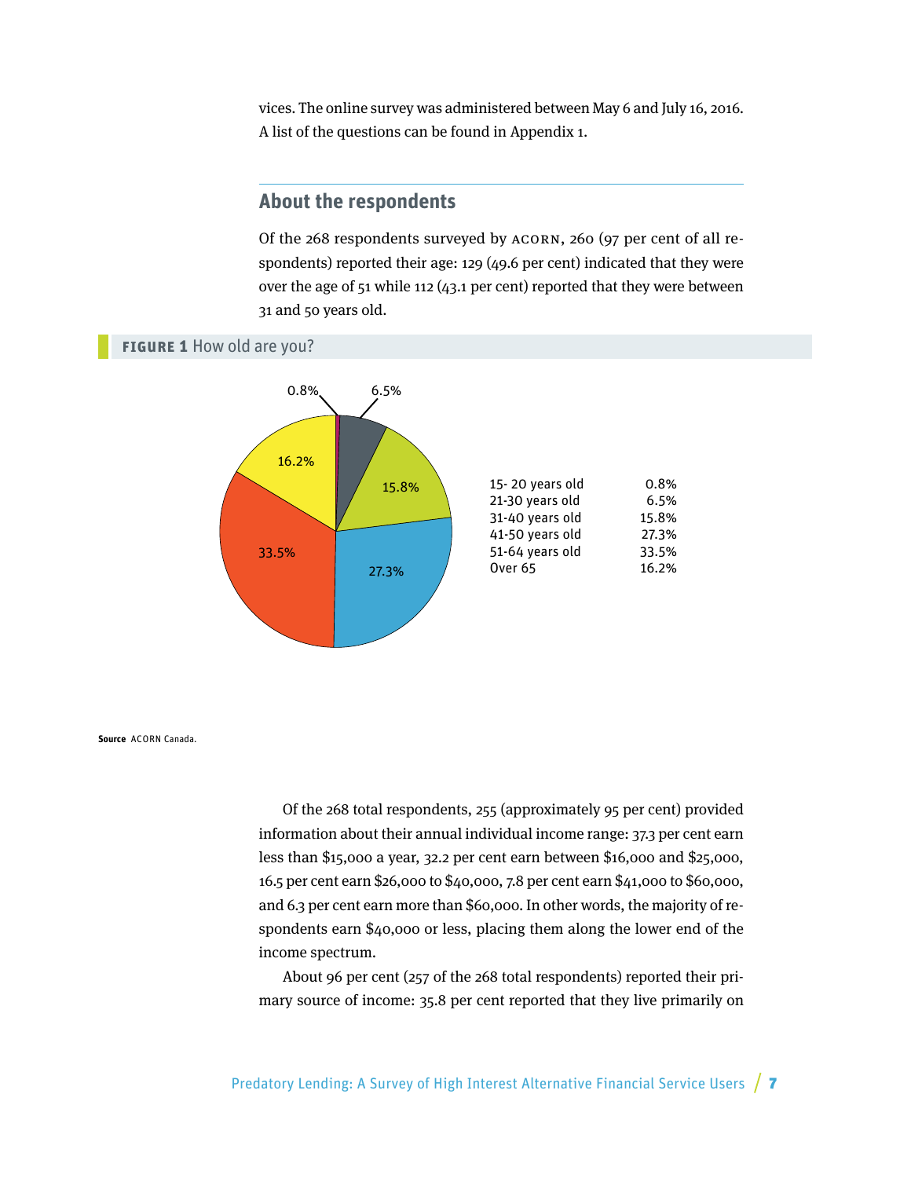vices. The online survey was administered between May 6 and July 16, 2016. A list of the questions can be found in Appendix 1.

## About the respondents

Of the 268 respondents surveyed by ACORN, 260 (97 per cent of all respondents) reported their age: 129 (49.6 per cent) indicated that they were over the age of 51 while 112 (43.1 per cent) reported that they were between 31 and 50 years old.

**FIGURE 1** How old are you?

| Age | Per cent |
|---|---|
| 15- 20 years old | 0.8% |
| 21-30 years old | 6.5% |
| 31-40 years old | 15.8% |
| 41-50 years old | 27.3% |
| 51-64 years old | 33.5% |
| Over 65 | 16.2% |

**Source** ACORN Canada.

Of the 268 total respondents, 255 (approximately 95 per cent) provided information about their annual individual income range: 37.3 per cent earn less than $15,000 a year, 32.2 per cent earn between $16,000 and $25,000, 16.5 per cent earn $26,000 to $40,000, 7.8 per cent earn $41,000 to $60,000, and 6.3 per cent earn more than $60,000. In other words, the majority of respondents earn $40,000 or less, placing them along the lower end of the income spectrum.

About 96 per cent (257 of the 268 total respondents) reported their primary source of income: 35.8 per cent reported that they live primarily on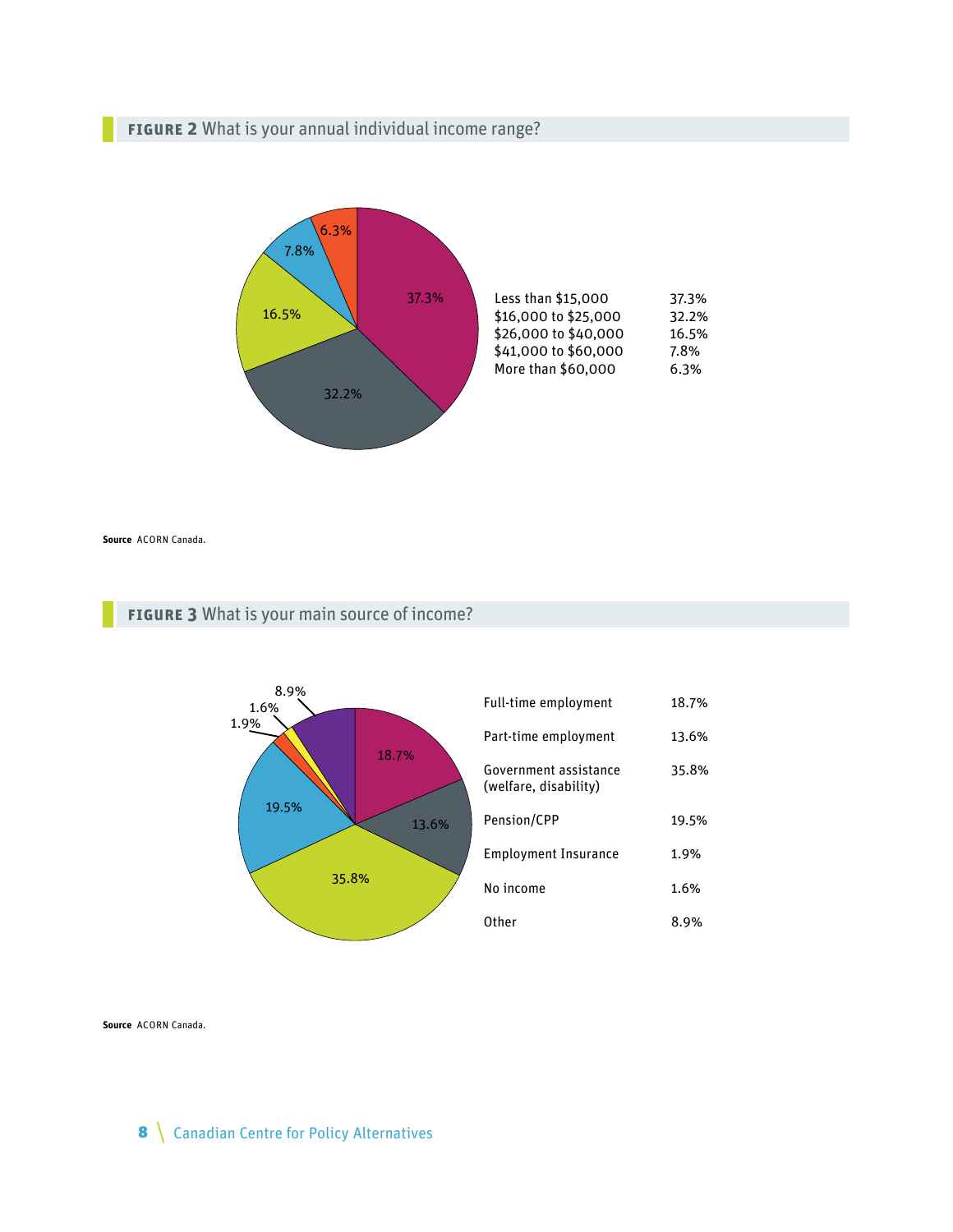**FIGURE 2** What is your annual individual income range?

| Income range | Percentage |
|---|---|
| Less than $15,000 | 37.3% |
| $16,000 to $25,000 | 32.2% |
| $26,000 to $40,000 | 16.5% |
| $41,000 to $60,000 | 7.8% |
| More than $60,000 | 6.3% |

**Source** ACORN Canada.

**FIGURE 3** What is your main source of income?

| Source of income | Percentage |
|---|---|
| Full-time employment | 18.7% |
| Part-time employment | 13.6% |
| Government assistance (welfare, disability) | 35.8% |
| Pension/CPP | 19.5% |
| Employment Insurance | 1.9% |
| No income | 1.6% |
| Other | 8.9% |

**Source** ACORN Canada.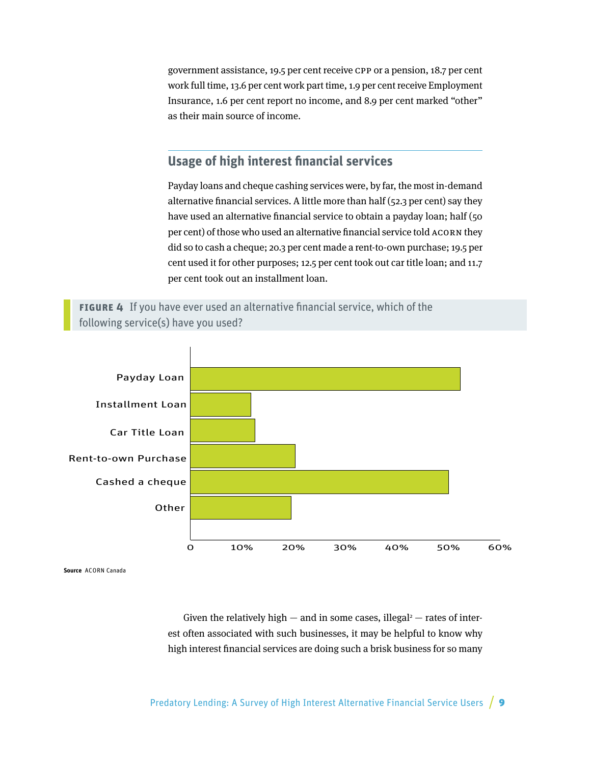government assistance, 19.5 per cent receive CPP or a pension, 18.7 per cent work full time, 13.6 per cent work part time, 1.9 per cent receive Employment Insurance, 1.6 per cent report no income, and 8.9 per cent marked "other" as their main source of income.

## Usage of high interest financial services

Payday loans and cheque cashing services were, by far, the most in-demand alternative financial services. A little more than half (52.3 per cent) say they have used an alternative financial service to obtain a payday loan; half (50 per cent) of those who used an alternative financial service told ACORN they did so to cash a cheque; 20.3 per cent made a rent-to-own purchase; 19.5 per cent used it for other purposes; 12.5 per cent took out car title loan; and 11.7 per cent took out an installment loan.

**FIGURE 4** If you have ever used an alternative financial service, which of the following service(s) have you used?

| Service | Per cent |
|---|---|
| Payday Loan | 52.3% |
| Installment Loan | 11.7% |
| Car Title Loan | 12.5% |
| Rent-to-own Purchase | 20.3% |
| Cashed a cheque | 50% |
| Other | 19.5% |

**Source** ACORN Canada

Given the relatively high — and in some cases, illegal[2] — rates of interest often associated with such businesses, it may be helpful to know why high interest financial services are doing such a brisk business for so many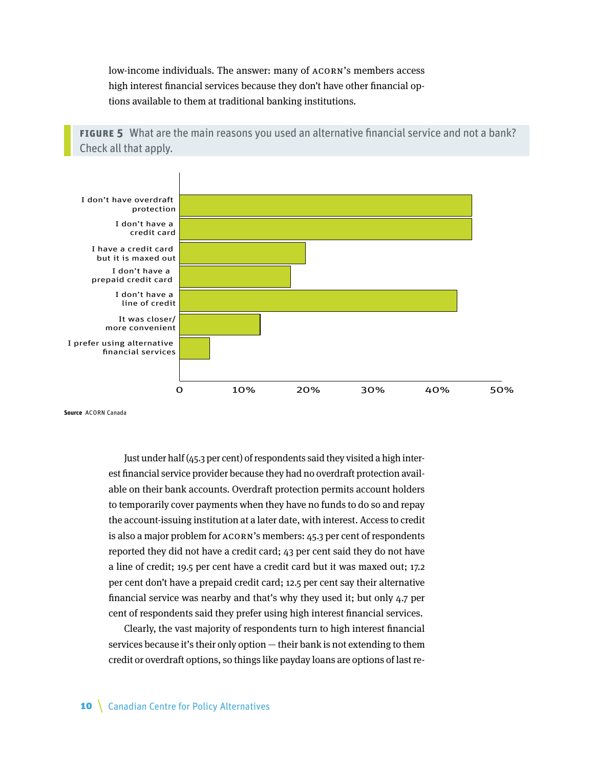low-income individuals. The answer: many of ACORN's members access high interest financial services because they don't have other financial options available to them at traditional banking institutions.

**FIGURE 5** What are the main reasons you used an alternative financial service and not a bank? Check all that apply.

| Reason | Per cent |
|---|---|
| I don't have overdraft protection | 45.3 |
| I don't have a credit card | 45.3 |
| I have a credit card but it is maxed out | 19.5 |
| I don't have a prepaid credit card | 17.2 |
| I don't have a line of credit | 43 |
| It was closer/ more convenient | 12.5 |
| I prefer using alternative financial services | 4.7 |

**Source** ACORN Canada

Just under half (45.3 per cent) of respondents said they visited a high interest financial service provider because they had no overdraft protection available on their bank accounts. Overdraft protection permits account holders to temporarily cover payments when they have no funds to do so and repay the account-issuing institution at a later date, with interest. Access to credit is also a major problem for ACORN's members: 45.3 per cent of respondents reported they did not have a credit card; 43 per cent said they do not have a line of credit; 19.5 per cent have a credit card but it was maxed out; 17.2 per cent don't have a prepaid credit card; 12.5 per cent say their alternative financial service was nearby and that's why they used it; but only 4.7 per cent of respondents said they prefer using high interest financial services.

Clearly, the vast majority of respondents turn to high interest financial services because it's their only option — their bank is not extending to them credit or overdraft options, so things like payday loans are options of last re-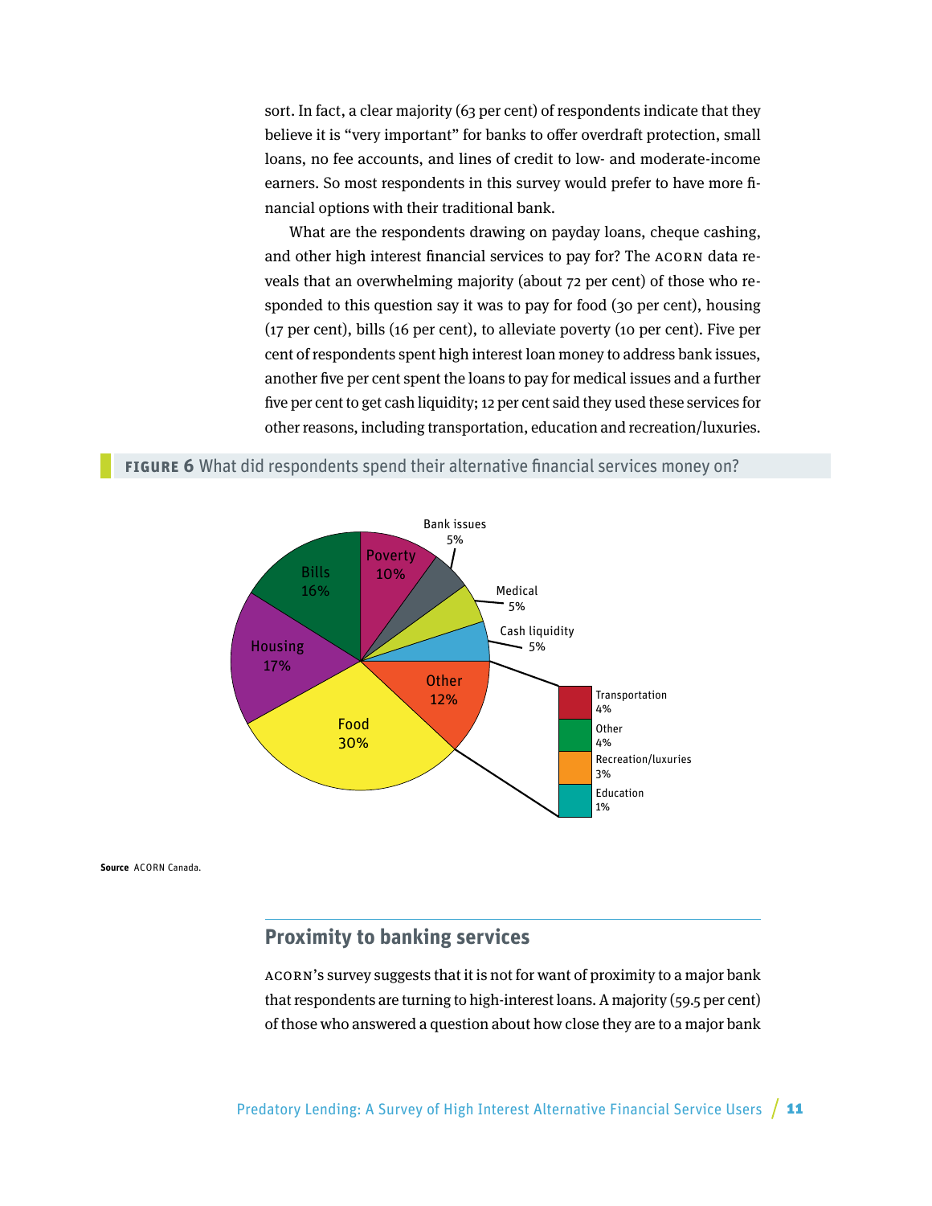sort. In fact, a clear majority (63 per cent) of respondents indicate that they believe it is "very important" for banks to offer overdraft protection, small loans, no fee accounts, and lines of credit to low- and moderate-income earners. So most respondents in this survey would prefer to have more financial options with their traditional bank.

What are the respondents drawing on payday loans, cheque cashing, and other high interest financial services to pay for? The ACORN data reveals that an overwhelming majority (about 72 per cent) of those who responded to this question say it was to pay for food (30 per cent), housing (17 per cent), bills (16 per cent), to alleviate poverty (10 per cent). Five per cent of respondents spent high interest loan money to address bank issues, another five per cent spent the loans to pay for medical issues and a further five per cent to get cash liquidity; 12 per cent said they used these services for other reasons, including transportation, education and recreation/luxuries.

**FIGURE 6** What did respondents spend their alternative financial services money on?

| Category | Share |
| --- | --- |
| Food | 30% |
| Housing | 17% |
| Bills | 16% |
| Poverty | 10% |
| Bank issues | 5% |
| Medical | 5% |
| Cash liquidity | 5% |
| Other | 12% |
| – Transportation | 4% |
| – Other | 4% |
| – Recreation/luxuries | 3% |
| – Education | 1% |

**Source** ACORN Canada.

## Proximity to banking services

ACORN's survey suggests that it is not for want of proximity to a major bank that respondents are turning to high-interest loans. A majority (59.5 per cent) of those who answered a question about how close they are to a major bank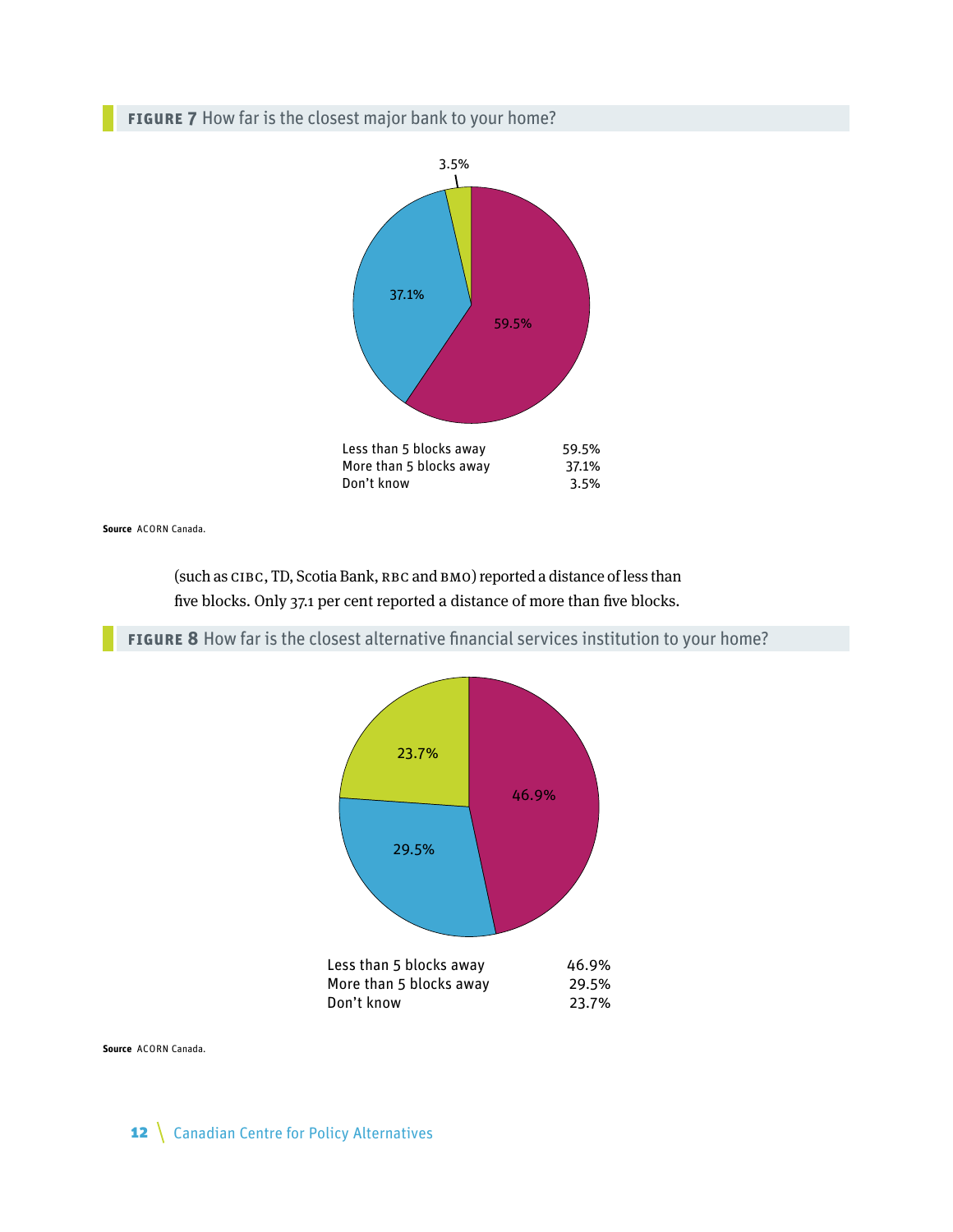**FIGURE 7** How far is the closest major bank to your home?

| | |
|---|---|
| Less than 5 blocks away | 59.5% |
| More than 5 blocks away | 37.1% |
| Don't know | 3.5% |

**Source** ACORN Canada.

(such as CIBC, TD, Scotia Bank, RBC and BMO) reported a distance of less than five blocks. Only 37.1 per cent reported a distance of more than five blocks.

**FIGURE 8** How far is the closest alternative financial services institution to your home?

| | |
|---|---|
| Less than 5 blocks away | 46.9% |
| More than 5 blocks away | 29.5% |
| Don't know | 23.7% |

**Source** ACORN Canada.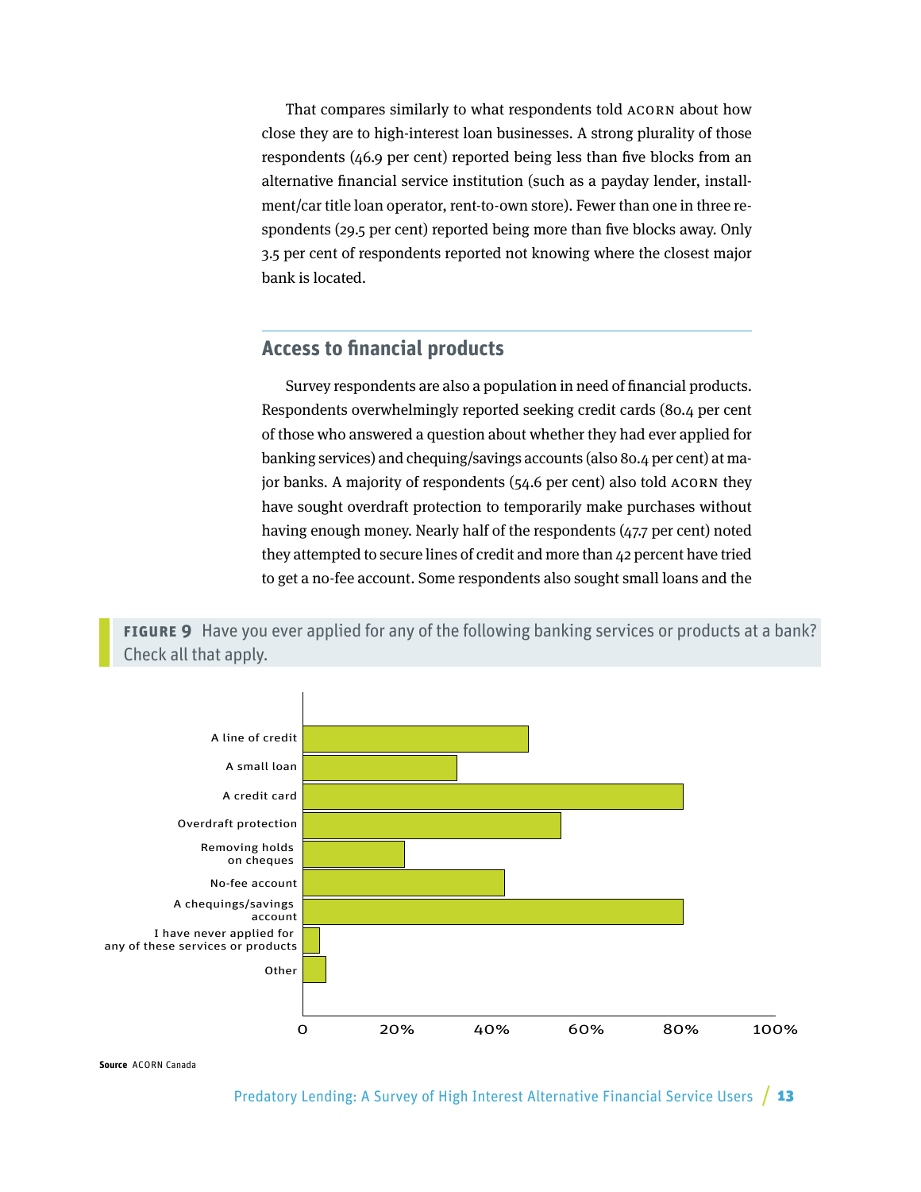That compares similarly to what respondents told ACORN about how close they are to high-interest loan businesses. A strong plurality of those respondents (46.9 per cent) reported being less than five blocks from an alternative financial service institution (such as a payday lender, installment/car title loan operator, rent-to-own store). Fewer than one in three respondents (29.5 per cent) reported being more than five blocks away. Only 3.5 per cent of respondents reported not knowing where the closest major bank is located.

## Access to financial products

Survey respondents are also a population in need of financial products. Respondents overwhelmingly reported seeking credit cards (80.4 per cent of those who answered a question about whether they had ever applied for banking services) and chequing/savings accounts (also 80.4 per cent) at major banks. A majority of respondents (54.6 per cent) also told ACORN they have sought overdraft protection to temporarily make purchases without having enough money. Nearly half of the respondents (47.7 per cent) noted they attempted to secure lines of credit and more than 42 percent have tried to get a no-fee account. Some respondents also sought small loans and the

**FIGURE 9** Have you ever applied for any of the following banking services or products at a bank? Check all that apply.

Bar chart (0–100%): A line of credit; A small loan; A credit card; Overdraft protection; Removing holds on cheques; No-fee account; A chequings/savings account; I have never applied for any of these services or products; Other

**Source** ACORN Canada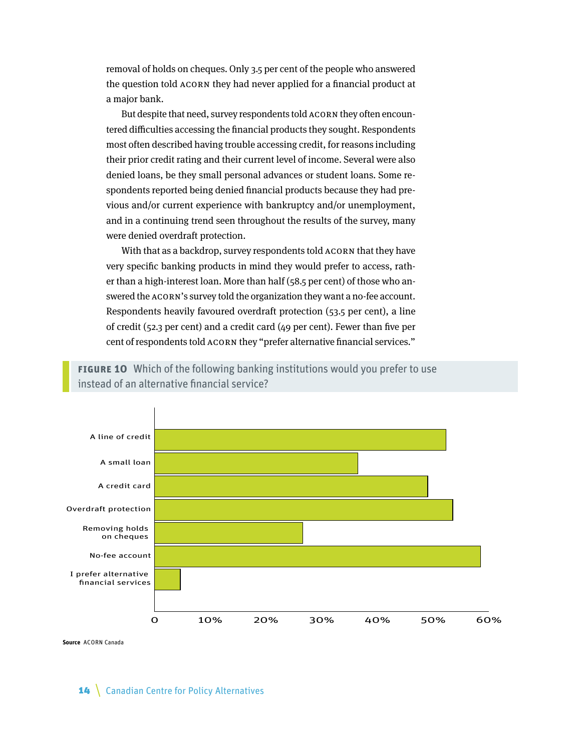removal of holds on cheques. Only 3.5 per cent of the people who answered the question told ACORN they had never applied for a financial product at a major bank.

But despite that need, survey respondents told ACORN they often encountered difficulties accessing the financial products they sought. Respondents most often described having trouble accessing credit, for reasons including their prior credit rating and their current level of income. Several were also denied loans, be they small personal advances or student loans. Some respondents reported being denied financial products because they had previous and/or current experience with bankruptcy and/or unemployment, and in a continuing trend seen throughout the results of the survey, many were denied overdraft protection.

With that as a backdrop, survey respondents told ACORN that they have very specific banking products in mind they would prefer to access, rather than a high-interest loan. More than half (58.5 per cent) of those who answered the ACORN's survey told the organization they want a no-fee account. Respondents heavily favoured overdraft protection (53.5 per cent), a line of credit (52.3 per cent) and a credit card (49 per cent). Fewer than five per cent of respondents told ACORN they "prefer alternative financial services."

**FIGURE 10** Which of the following banking institutions would you prefer to use instead of an alternative financial service?

**Source** ACORN Canada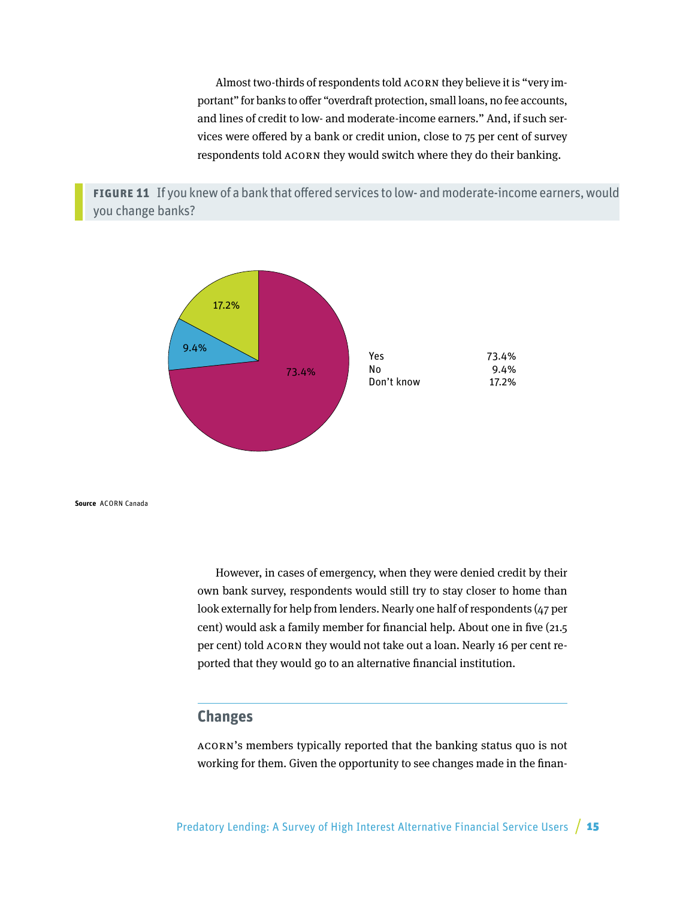Almost two-thirds of respondents told ACORN they believe it is "very important" for banks to offer "overdraft protection, small loans, no fee accounts, and lines of credit to low- and moderate-income earners." And, if such services were offered by a bank or credit union, close to 75 per cent of survey respondents told ACORN they would switch where they do their banking.

**FIGURE 11** If you knew of a bank that offered services to low- and moderate-income earners, would you change banks?

| | |
|---|---|
| Yes | 73.4% |
| No | 9.4% |
| Don't know | 17.2% |

**Source** ACORN Canada

However, in cases of emergency, when they were denied credit by their own bank survey, respondents would still try to stay closer to home than look externally for help from lenders. Nearly one half of respondents (47 per cent) would ask a family member for financial help. About one in five (21.5 per cent) told ACORN they would not take out a loan. Nearly 16 per cent reported that they would go to an alternative financial institution.

## Changes

ACORN's members typically reported that the banking status quo is not working for them. Given the opportunity to see changes made in the finan-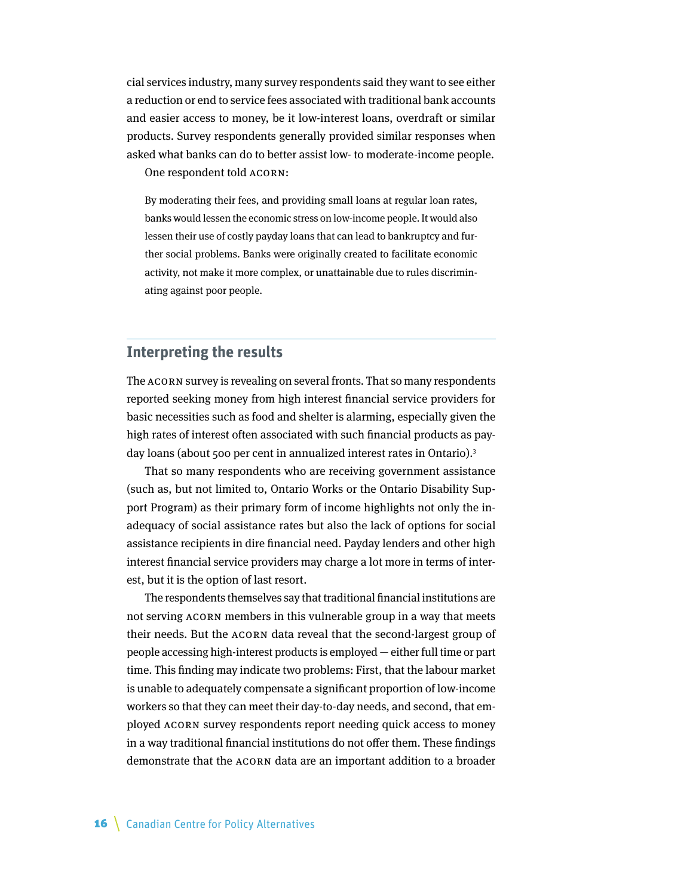cial services industry, many survey respondents said they want to see either a reduction or end to service fees associated with traditional bank accounts and easier access to money, be it low-interest loans, overdraft or similar products. Survey respondents generally provided similar responses when asked what banks can do to better assist low- to moderate-income people.

One respondent told ACORN:

> By moderating their fees, and providing small loans at regular loan rates, banks would lessen the economic stress on low-income people. It would also lessen their use of costly payday loans that can lead to bankruptcy and further social problems. Banks were originally created to facilitate economic activity, not make it more complex, or unattainable due to rules discriminating against poor people.

## Interpreting the results

The ACORN survey is revealing on several fronts. That so many respondents reported seeking money from high interest financial service providers for basic necessities such as food and shelter is alarming, especially given the high rates of interest often associated with such financial products as payday loans (about 500 per cent in annualized interest rates in Ontario).[3]

That so many respondents who are receiving government assistance (such as, but not limited to, Ontario Works or the Ontario Disability Support Program) as their primary form of income highlights not only the inadequacy of social assistance rates but also the lack of options for social assistance recipients in dire financial need. Payday lenders and other high interest financial service providers may charge a lot more in terms of interest, but it is the option of last resort.

The respondents themselves say that traditional financial institutions are not serving ACORN members in this vulnerable group in a way that meets their needs. But the ACORN data reveal that the second-largest group of people accessing high-interest products is employed — either full time or part time. This finding may indicate two problems: First, that the labour market is unable to adequately compensate a significant proportion of low-income workers so that they can meet their day-to-day needs, and second, that employed ACORN survey respondents report needing quick access to money in a way traditional financial institutions do not offer them. These findings demonstrate that the ACORN data are an important addition to a broader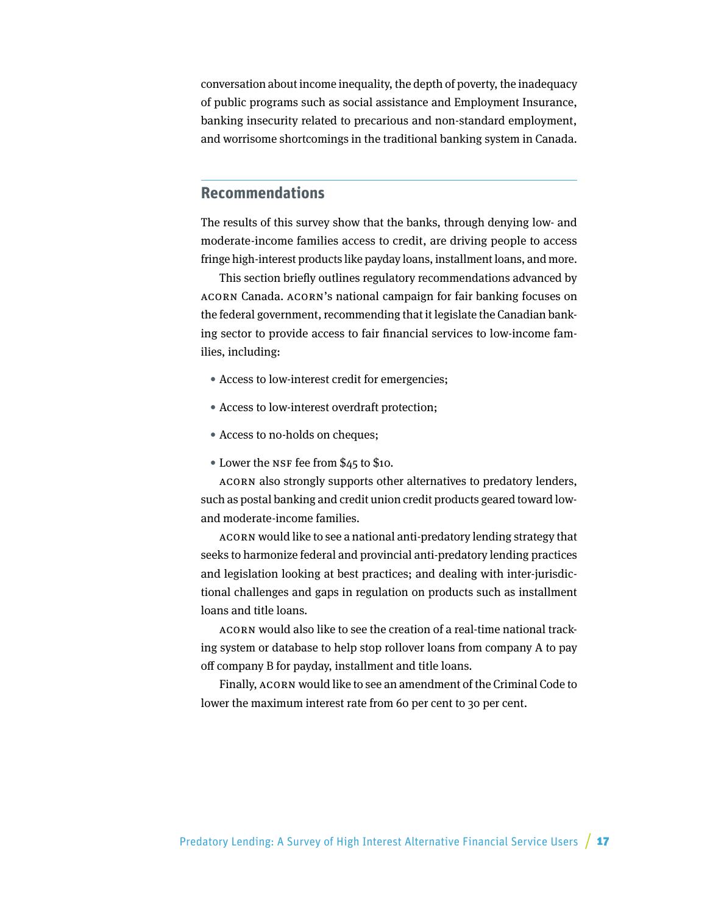conversation about income inequality, the depth of poverty, the inadequacy of public programs such as social assistance and Employment Insurance, banking insecurity related to precarious and non-standard employment, and worrisome shortcomings in the traditional banking system in Canada.

## Recommendations

The results of this survey show that the banks, through denying low- and moderate-income families access to credit, are driving people to access fringe high-interest products like payday loans, installment loans, and more.

This section briefly outlines regulatory recommendations advanced by ACORN Canada. ACORN's national campaign for fair banking focuses on the federal government, recommending that it legislate the Canadian banking sector to provide access to fair financial services to low-income families, including:

- Access to low-interest credit for emergencies;
- Access to low-interest overdraft protection;
- Access to no-holds on cheques;
- Lower the NSF fee from $45 to $10.

ACORN also strongly supports other alternatives to predatory lenders, such as postal banking and credit union credit products geared toward low- and moderate-income families.

ACORN would like to see a national anti-predatory lending strategy that seeks to harmonize federal and provincial anti-predatory lending practices and legislation looking at best practices; and dealing with inter-jurisdictional challenges and gaps in regulation on products such as installment loans and title loans.

ACORN would also like to see the creation of a real-time national tracking system or database to help stop rollover loans from company A to pay off company B for payday, installment and title loans.

Finally, ACORN would like to see an amendment of the Criminal Code to lower the maximum interest rate from 60 per cent to 30 per cent.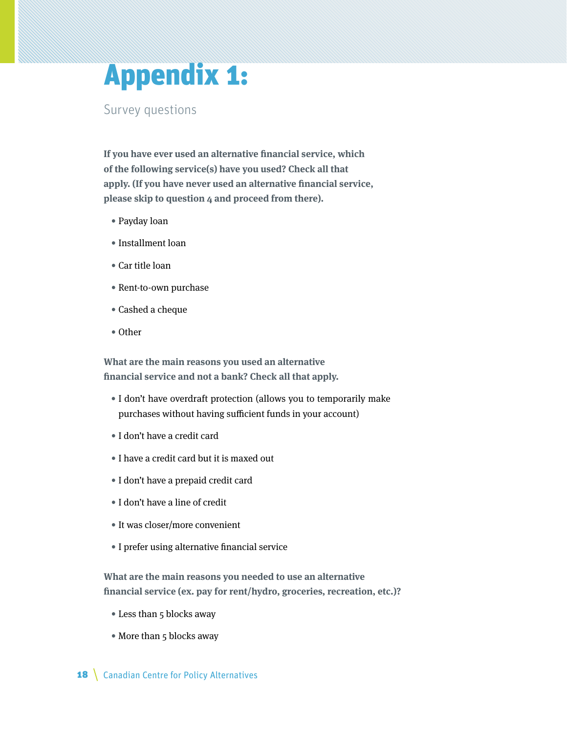# Appendix 1:

## Survey questions

**If you have ever used an alternative financial service, which of the following service(s) have you used? Check all that apply. (If you have never used an alternative financial service, please skip to question 4 and proceed from there).**

- Payday loan
- Installment loan
- Car title loan
- Rent-to-own purchase
- Cashed a cheque
- Other

**What are the main reasons you used an alternative financial service and not a bank? Check all that apply.**

- I don't have overdraft protection (allows you to temporarily make purchases without having sufficient funds in your account)
- I don't have a credit card
- I have a credit card but it is maxed out
- I don't have a prepaid credit card
- I don't have a line of credit
- It was closer/more convenient
- I prefer using alternative financial service

**What are the main reasons you needed to use an alternative financial service (ex. pay for rent/hydro, groceries, recreation, etc.)?**

- Less than 5 blocks away
- More than 5 blocks away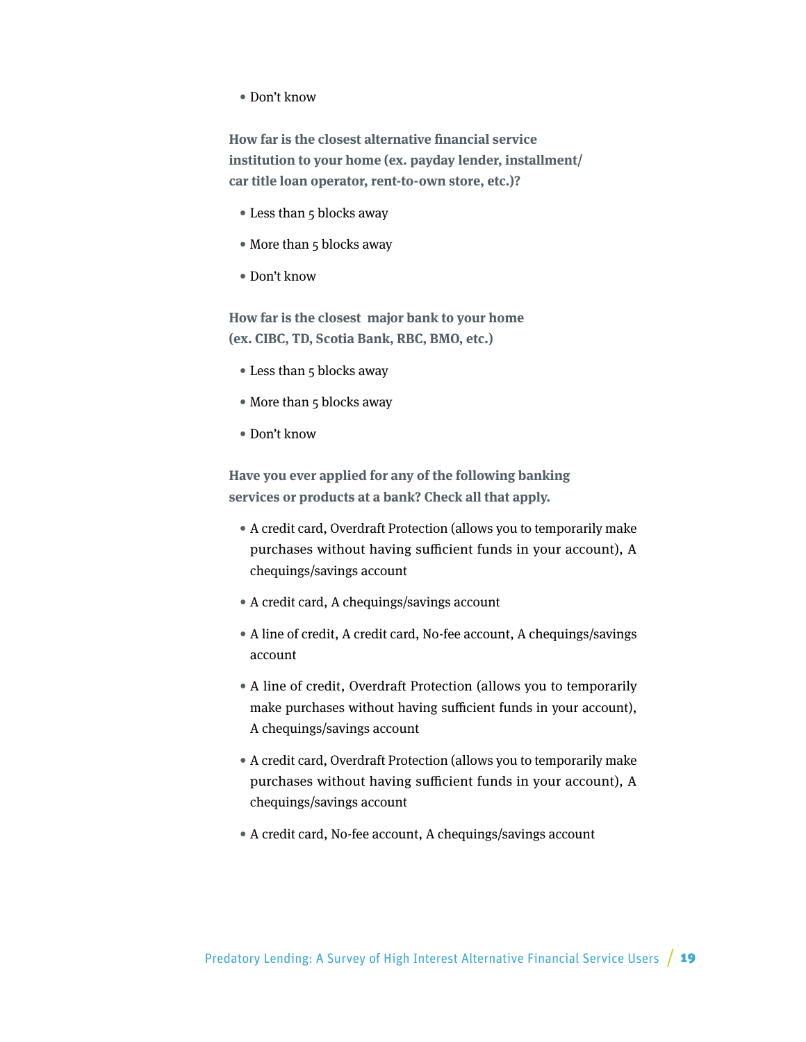- Don't know

**How far is the closest alternative financial service institution to your home (ex. payday lender, installment/car title loan operator, rent-to-own store, etc.)?**

- Less than 5 blocks away
- More than 5 blocks away
- Don't know

**How far is the closest major bank to your home (ex. CIBC, TD, Scotia Bank, RBC, BMO, etc.)**

- Less than 5 blocks away
- More than 5 blocks away
- Don't know

**Have you ever applied for any of the following banking services or products at a bank? Check all that apply.**

- A credit card, Overdraft Protection (allows you to temporarily make purchases without having sufficient funds in your account), A chequings/savings account
- A credit card, A chequings/savings account
- A line of credit, A credit card, No-fee account, A chequings/savings account
- A line of credit, Overdraft Protection (allows you to temporarily make purchases without having sufficient funds in your account), A chequings/savings account
- A credit card, Overdraft Protection (allows you to temporarily make purchases without having sufficient funds in your account), A chequings/savings account
- A credit card, No-fee account, A chequings/savings account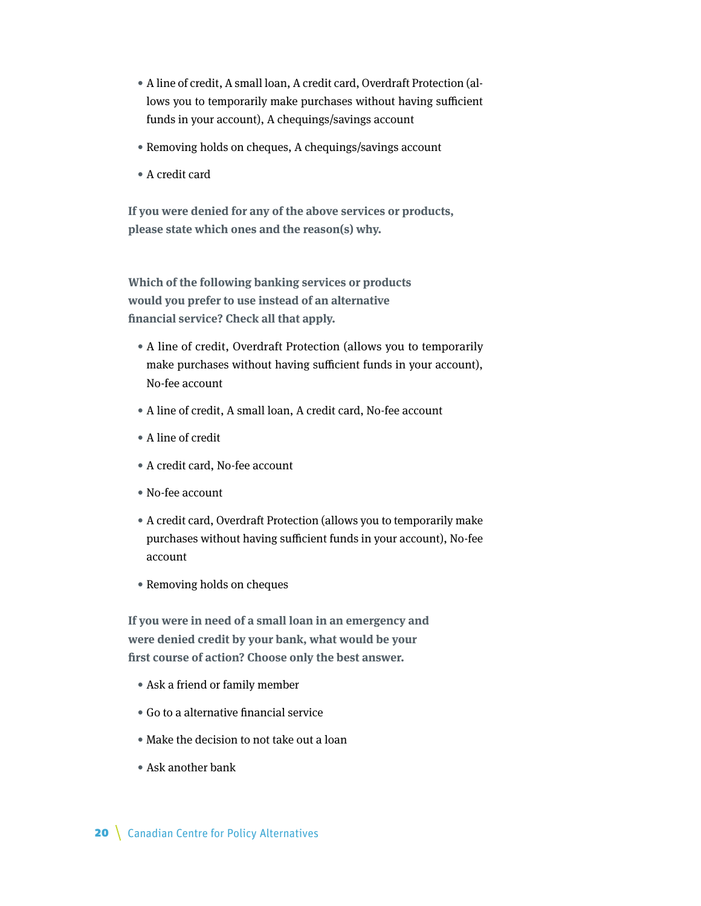- A line of credit, A small loan, A credit card, Overdraft Protection (allows you to temporarily make purchases without having sufficient funds in your account), A chequings/savings account
- Removing holds on cheques, A chequings/savings account
- A credit card

**If you were denied for any of the above services or products, please state which ones and the reason(s) why.**

**Which of the following banking services or products would you prefer to use instead of an alternative financial service? Check all that apply.**

- A line of credit, Overdraft Protection (allows you to temporarily make purchases without having sufficient funds in your account), No-fee account
- A line of credit, A small loan, A credit card, No-fee account
- A line of credit
- A credit card, No-fee account
- No-fee account
- A credit card, Overdraft Protection (allows you to temporarily make purchases without having sufficient funds in your account), No-fee account
- Removing holds on cheques

**If you were in need of a small loan in an emergency and were denied credit by your bank, what would be your first course of action? Choose only the best answer.**

- Ask a friend or family member
- Go to a alternative financial service
- Make the decision to not take out a loan
- Ask another bank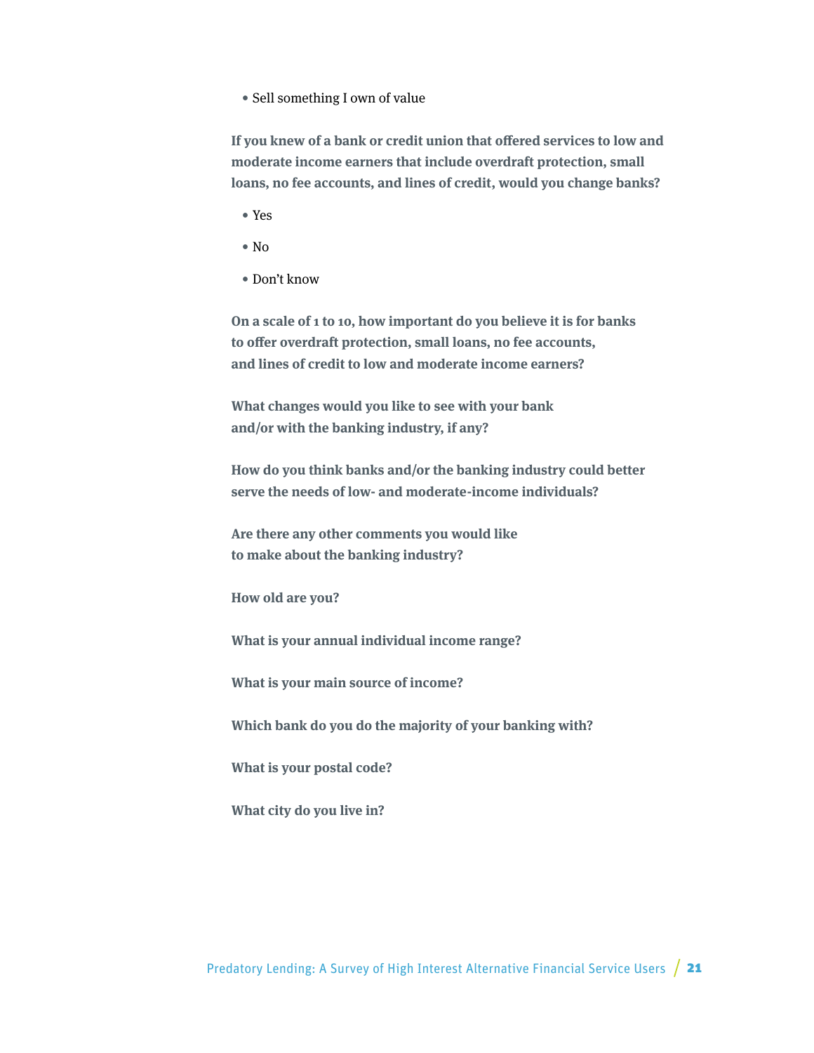- Sell something I own of value

**If you knew of a bank or credit union that offered services to low and moderate income earners that include overdraft protection, small loans, no fee accounts, and lines of credit, would you change banks?**

- Yes
- No
- Don't know

**On a scale of 1 to 10, how important do you believe it is for banks to offer overdraft protection, small loans, no fee accounts, and lines of credit to low and moderate income earners?**

**What changes would you like to see with your bank and/or with the banking industry, if any?**

**How do you think banks and/or the banking industry could better serve the needs of low- and moderate-income individuals?**

**Are there any other comments you would like to make about the banking industry?**

**How old are you?**

**What is your annual individual income range?**

**What is your main source of income?**

**Which bank do you do the majority of your banking with?**

**What is your postal code?**

**What city do you live in?**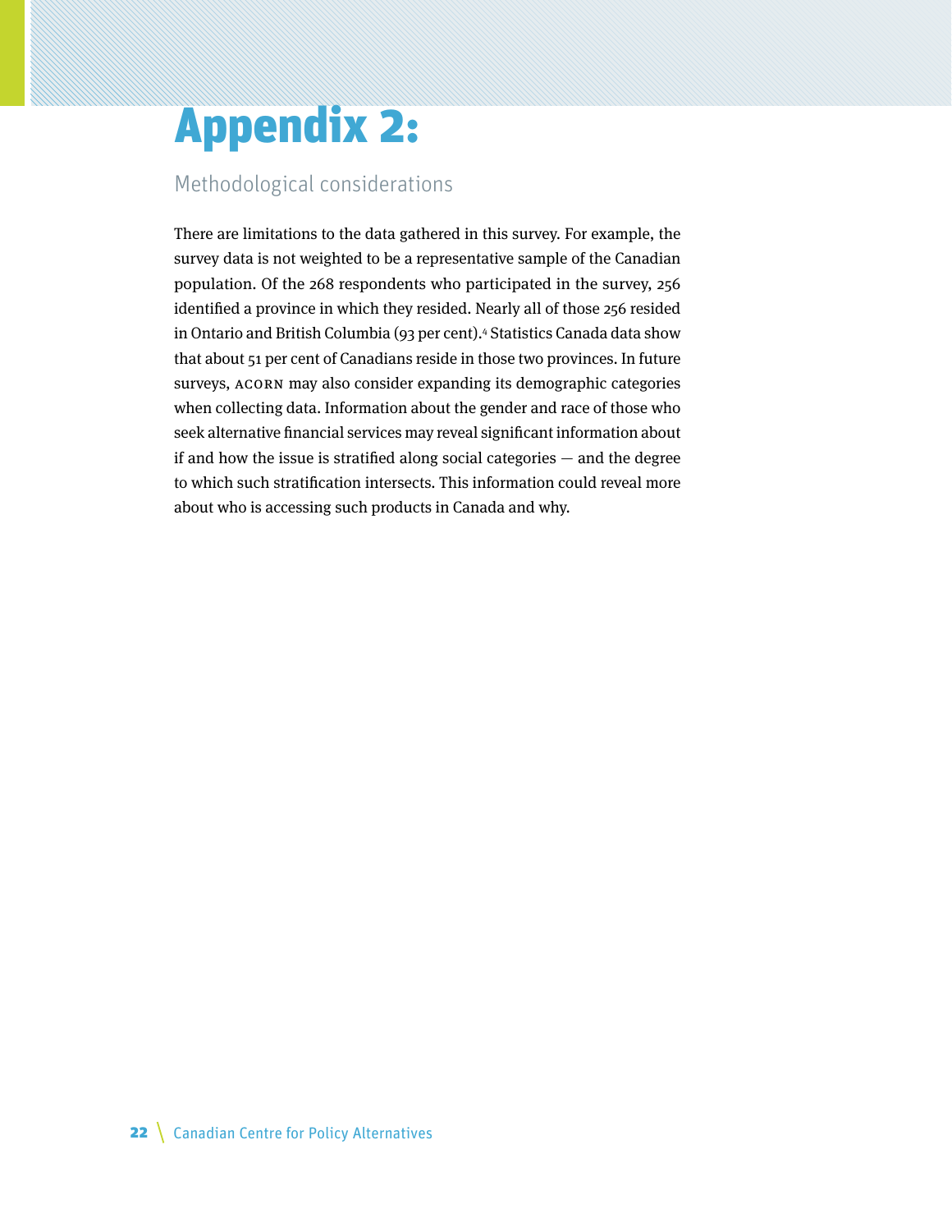# Appendix 2:

## Methodological considerations

There are limitations to the data gathered in this survey. For example, the survey data is not weighted to be a representative sample of the Canadian population. Of the 268 respondents who participated in the survey, 256 identified a province in which they resided. Nearly all of those 256 resided in Ontario and British Columbia (93 per cent).[4] Statistics Canada data show that about 51 per cent of Canadians reside in those two provinces. In future surveys, ACORN may also consider expanding its demographic categories when collecting data. Information about the gender and race of those who seek alternative financial services may reveal significant information about if and how the issue is stratified along social categories — and the degree to which such stratification intersects. This information could reveal more about who is accessing such products in Canada and why.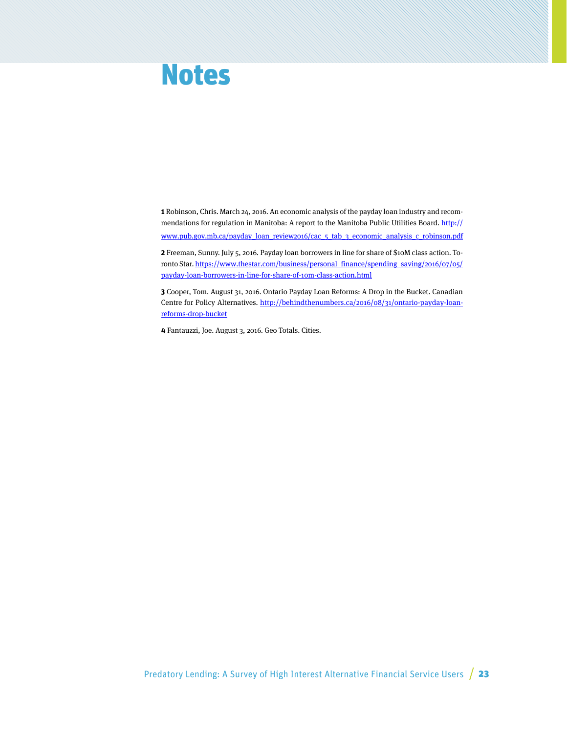# Notes

**1** Robinson, Chris. March 24, 2016. An economic analysis of the payday loan industry and recommendations for regulation in Manitoba: A report to the Manitoba Public Utilities Board. http://www.pub.gov.mb.ca/payday_loan_review2016/cac_5_tab_3_economic_analysis_c_robinson.pdf

**2** Freeman, Sunny. July 5, 2016. Payday loan borrowers in line for share of $10M class action. Toronto Star. https://www.thestar.com/business/personal_finance/spending_saving/2016/07/05/payday-loan-borrowers-in-line-for-share-of-10m-class-action.html

**3** Cooper, Tom. August 31, 2016. Ontario Payday Loan Reforms: A Drop in the Bucket. Canadian Centre for Policy Alternatives. http://behindthenumbers.ca/2016/08/31/ontario-payday-loan-reforms-drop-bucket

**4** Fantauzzi, Joe. August 3, 2016. Geo Totals. Cities.